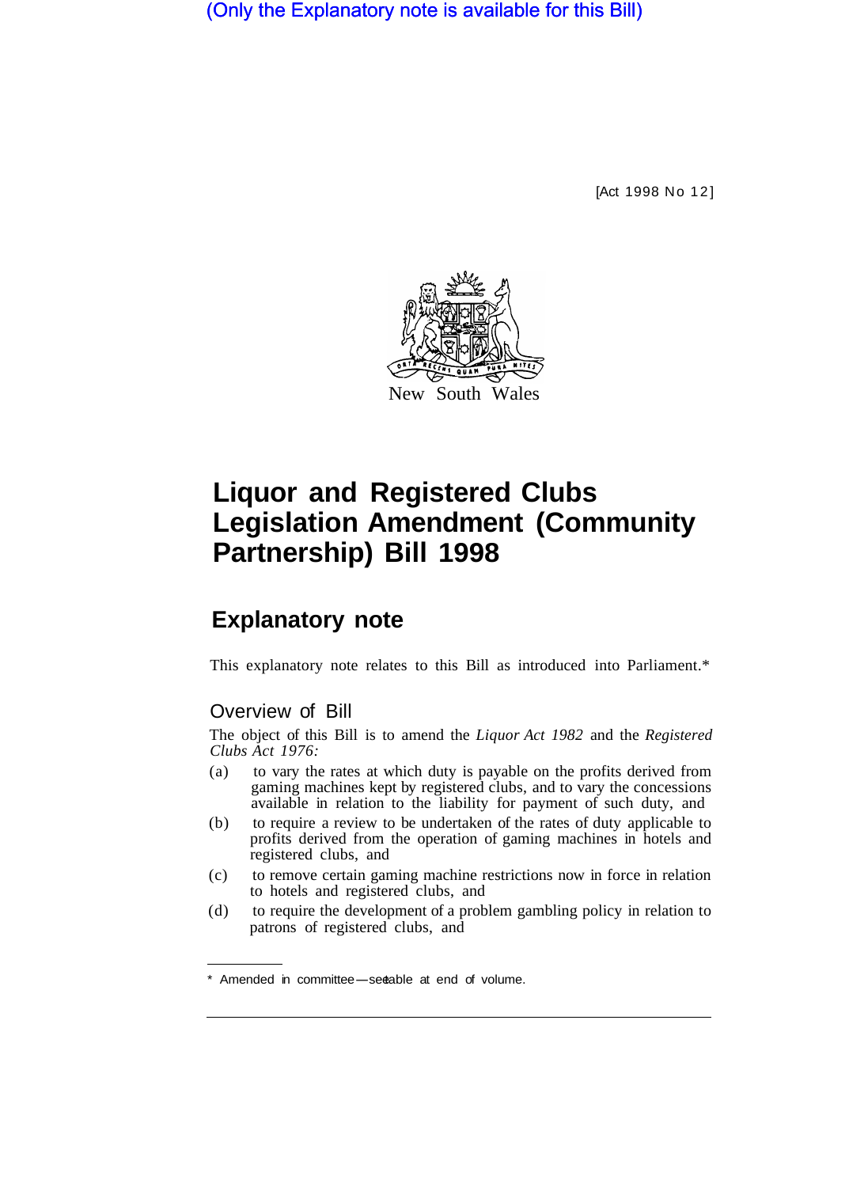(Only the Explanatory note is available for this Bill)

[Act 1998 No 12]

New South Wales

# Liquor and Registered Clubs Legislation Amendment (Community Partnership) Bill 1998

## Explanatory note

This explanatory note relates to this Bill as introduced into Parliament.*

### Overview of Bill

The object of this Bill is to amend the *Liquor Act 1982* and the *Registered Clubs Act 1976:*

(a) to vary the rates at which duty is payable on the profits derived from gaming machines kept by registered clubs, and to vary the concessions available in relation to the liability for payment of such duty, and

(b) to require a review to be undertaken of the rates of duty applicable to profits derived from the operation of gaming machines in hotels and registered clubs, and

(c) to remove certain gaming machine restrictions now in force in relation to hotels and registered clubs, and

(d) to require the development of a problem gambling policy in relation to patrons of registered clubs, and

* Amended in committee—see table at end of volume.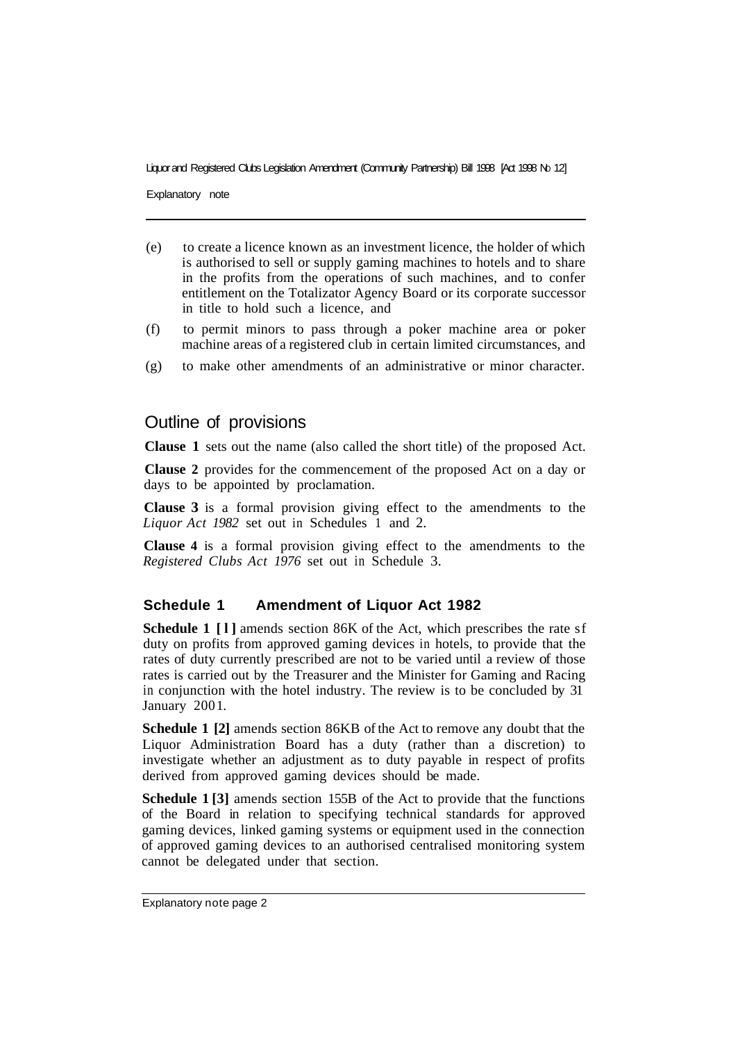(e) to create a licence known as an investment licence, the holder of which is authorised to sell or supply gaming machines to hotels and to share in the profits from the operations of such machines, and to confer entitlement on the Totalizator Agency Board or its corporate successor in title to hold such a licence, and

(f) to permit minors to pass through a poker machine area or poker machine areas of a registered club in certain limited circumstances, and

(g) to make other amendments of an administrative or minor character.

## Outline of provisions

**Clause 1** sets out the name (also called the short title) of the proposed Act.

**Clause 2** provides for the commencement of the proposed Act on a day or days to be appointed by proclamation.

**Clause 3** is a formal provision giving effect to the amendments to the *Liquor Act 1982* set out in Schedules 1 and 2.

**Clause 4** is a formal provision giving effect to the amendments to the *Registered Clubs Act 1976* set out in Schedule 3.

### Schedule 1 Amendment of Liquor Act 1982

**Schedule 1 [1]** amends section 86K of the Act, which prescribes the rate sf duty on profits from approved gaming devices in hotels, to provide that the rates of duty currently prescribed are not to be varied until a review of those rates is carried out by the Treasurer and the Minister for Gaming and Racing in conjunction with the hotel industry. The review is to be concluded by 31 January 2001.

**Schedule 1 [2]** amends section 86KB of the Act to remove any doubt that the Liquor Administration Board has a duty (rather than a discretion) to investigate whether an adjustment as to duty payable in respect of profits derived from approved gaming devices should be made.

**Schedule 1 [3]** amends section 155B of the Act to provide that the functions of the Board in relation to specifying technical standards for approved gaming devices, linked gaming systems or equipment used in the connection of approved gaming devices to an authorised centralised monitoring system cannot be delegated under that section.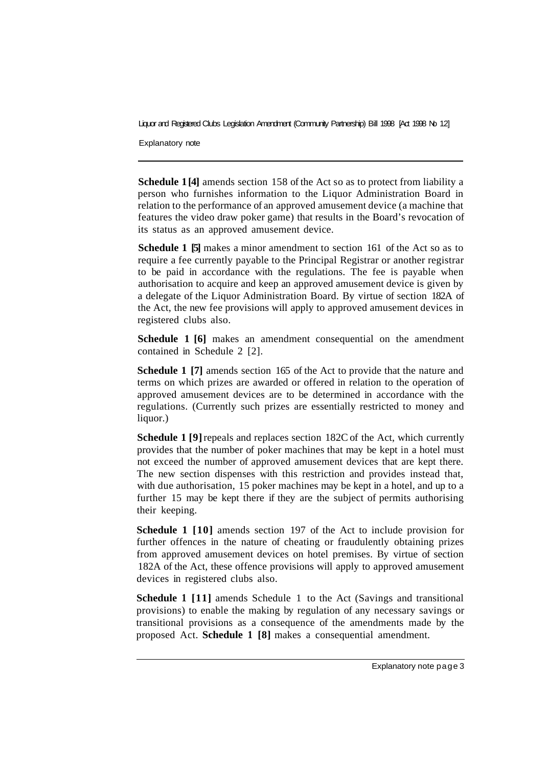**Schedule 1 [4]** amends section 158 of the Act so as to protect from liability a person who furnishes information to the Liquor Administration Board in relation to the performance of an approved amusement device (a machine that features the video draw poker game) that results in the Board's revocation of its status as an approved amusement device.

**Schedule 1 [5]** makes a minor amendment to section 161 of the Act so as to require a fee currently payable to the Principal Registrar or another registrar to be paid in accordance with the regulations. The fee is payable when authorisation to acquire and keep an approved amusement device is given by a delegate of the Liquor Administration Board. By virtue of section 182A of the Act, the new fee provisions will apply to approved amusement devices in registered clubs also.

**Schedule 1 [6]** makes an amendment consequential on the amendment contained in Schedule 2 [2].

**Schedule 1 [7]** amends section 165 of the Act to provide that the nature and terms on which prizes are awarded or offered in relation to the operation of approved amusement devices are to be determined in accordance with the regulations. (Currently such prizes are essentially restricted to money and liquor.)

**Schedule 1 [9]** repeals and replaces section 182C of the Act, which currently provides that the number of poker machines that may be kept in a hotel must not exceed the number of approved amusement devices that are kept there. The new section dispenses with this restriction and provides instead that, with due authorisation, 15 poker machines may be kept in a hotel, and up to a further 15 may be kept there if they are the subject of permits authorising their keeping.

**Schedule 1 [10]** amends section 197 of the Act to include provision for further offences in the nature of cheating or fraudulently obtaining prizes from approved amusement devices on hotel premises. By virtue of section 182A of the Act, these offence provisions will apply to approved amusement devices in registered clubs also.

**Schedule 1 [11]** amends Schedule 1 to the Act (Savings and transitional provisions) to enable the making by regulation of any necessary savings or transitional provisions as a consequence of the amendments made by the proposed Act. **Schedule 1 [8]** makes a consequential amendment.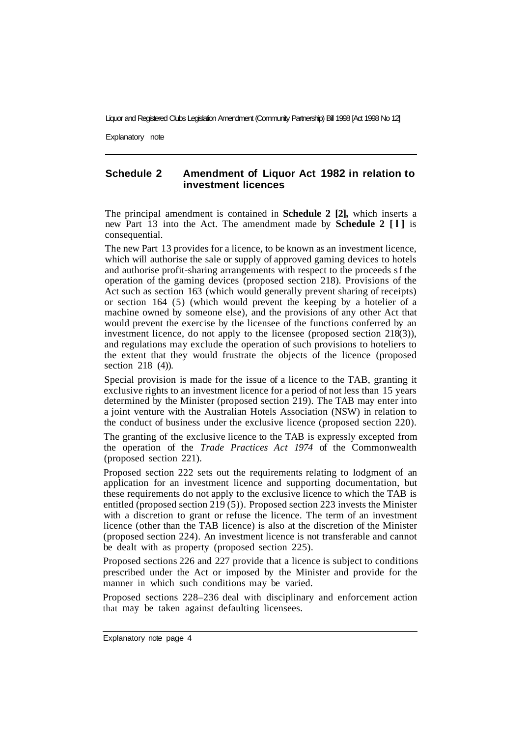## Schedule 2 Amendment of Liquor Act 1982 in relation to investment licences

The principal amendment is contained in **Schedule 2 [2],** which inserts a new Part 13 into the Act. The amendment made by **Schedule 2 [1]** is consequential.

The new Part 13 provides for a licence, to be known as an investment licence, which will authorise the sale or supply of approved gaming devices to hotels and authorise profit-sharing arrangements with respect to the proceeds of the operation of the gaming devices (proposed section 218). Provisions of the Act such as section 163 (which would generally prevent sharing of receipts) or section 164 (5) (which would prevent the keeping by a hotelier of a machine owned by someone else), and the provisions of any other Act that would prevent the exercise by the licensee of the functions conferred by an investment licence, do not apply to the licensee (proposed section 218(3)), and regulations may exclude the operation of such provisions to hoteliers to the extent that they would frustrate the objects of the licence (proposed section 218 (4)).

Special provision is made for the issue of a licence to the TAB, granting it exclusive rights to an investment licence for a period of not less than 15 years determined by the Minister (proposed section 219). The TAB may enter into a joint venture with the Australian Hotels Association (NSW) in relation to the conduct of business under the exclusive licence (proposed section 220).

The granting of the exclusive licence to the TAB is expressly excepted from the operation of the *Trade Practices Act 1974* of the Commonwealth (proposed section 221).

Proposed section 222 sets out the requirements relating to lodgment of an application for an investment licence and supporting documentation, but these requirements do not apply to the exclusive licence to which the TAB is entitled (proposed section 219 (5)). Proposed section 223 invests the Minister with a discretion to grant or refuse the licence. The term of an investment licence (other than the TAB licence) is also at the discretion of the Minister (proposed section 224). An investment licence is not transferable and cannot be dealt with as property (proposed section 225).

Proposed sections 226 and 227 provide that a licence is subject to conditions prescribed under the Act or imposed by the Minister and provide for the manner in which such conditions may be varied.

Proposed sections 228–236 deal with disciplinary and enforcement action that may be taken against defaulting licensees.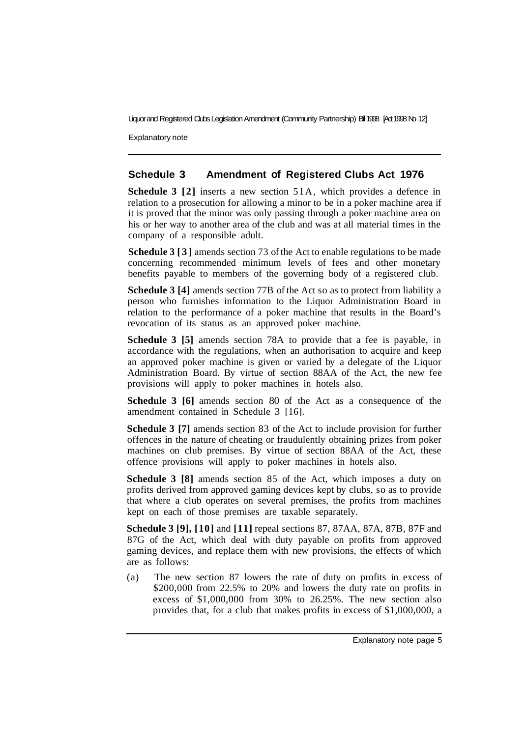## Schedule 3 Amendment of Registered Clubs Act 1976

**Schedule 3 [2]** inserts a new section 51A, which provides a defence in relation to a prosecution for allowing a minor to be in a poker machine area if it is proved that the minor was only passing through a poker machine area on his or her way to another area of the club and was at all material times in the company of a responsible adult.

**Schedule 3 [3]** amends section 73 of the Act to enable regulations to be made concerning recommended minimum levels of fees and other monetary benefits payable to members of the governing body of a registered club.

**Schedule 3 [4]** amends section 77B of the Act so as to protect from liability a person who furnishes information to the Liquor Administration Board in relation to the performance of a poker machine that results in the Board's revocation of its status as an approved poker machine.

**Schedule 3 [5]** amends section 78A to provide that a fee is payable, in accordance with the regulations, when an authorisation to acquire and keep an approved poker machine is given or varied by a delegate of the Liquor Administration Board. By virtue of section 88AA of the Act, the new fee provisions will apply to poker machines in hotels also.

**Schedule 3 [6]** amends section 80 of the Act as a consequence of the amendment contained in Schedule 3 [16].

**Schedule 3 [7]** amends section 83 of the Act to include provision for further offences in the nature of cheating or fraudulently obtaining prizes from poker machines on club premises. By virtue of section 88AA of the Act, these offence provisions will apply to poker machines in hotels also.

**Schedule 3 [8]** amends section 85 of the Act, which imposes a duty on profits derived from approved gaming devices kept by clubs, so as to provide that where a club operates on several premises, the profits from machines kept on each of those premises are taxable separately.

**Schedule 3 [9], [10]** and **[11]** repeal sections 87, 87AA, 87A, 87B, 87F and 87G of the Act, which deal with duty payable on profits from approved gaming devices, and replace them with new provisions, the effects of which are as follows:

(a) The new section 87 lowers the rate of duty on profits in excess of $200,000 from 22.5% to 20% and lowers the duty rate on profits in excess of $1,000,000 from 30% to 26.25%. The new section also provides that, for a club that makes profits in excess of $1,000,000, a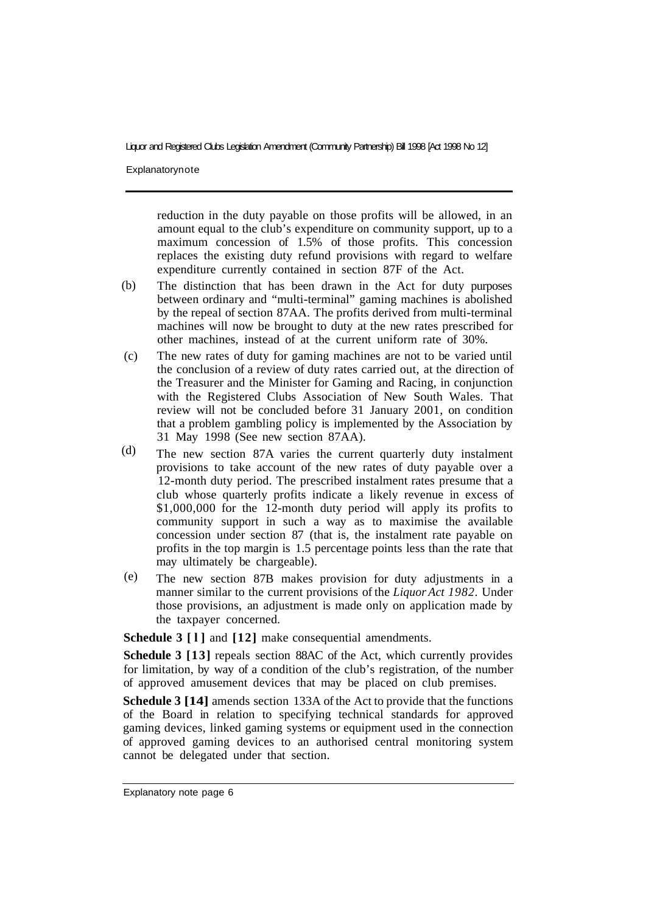reduction in the duty payable on those profits will be allowed, in an amount equal to the club's expenditure on community support, up to a maximum concession of 1.5% of those profits. This concession replaces the existing duty refund provisions with regard to welfare expenditure currently contained in section 87F of the Act.

(b) The distinction that has been drawn in the Act for duty purposes between ordinary and "multi-terminal" gaming machines is abolished by the repeal of section 87AA. The profits derived from multi-terminal machines will now be brought to duty at the new rates prescribed for other machines, instead of at the current uniform rate of 30%.

(c) The new rates of duty for gaming machines are not to be varied until the conclusion of a review of duty rates carried out, at the direction of the Treasurer and the Minister for Gaming and Racing, in conjunction with the Registered Clubs Association of New South Wales. That review will not be concluded before 31 January 2001, on condition that a problem gambling policy is implemented by the Association by 31 May 1998 (See new section 87AA).

(d) The new section 87A varies the current quarterly duty instalment provisions to take account of the new rates of duty payable over a 12-month duty period. The prescribed instalment rates presume that a club whose quarterly profits indicate a likely revenue in excess of $1,000,000 for the 12-month duty period will apply its profits to community support in such a way as to maximise the available concession under section 87 (that is, the instalment rate payable on profits in the top margin is 1.5 percentage points less than the rate that may ultimately be chargeable).

(e) The new section 87B makes provision for duty adjustments in a manner similar to the current provisions of the *Liquor Act 1982*. Under those provisions, an adjustment is made only on application made by the taxpayer concerned.

**Schedule 3 [1]** and **[12]** make consequential amendments.

**Schedule 3 [13]** repeals section 88AC of the Act, which currently provides for limitation, by way of a condition of the club's registration, of the number of approved amusement devices that may be placed on club premises.

**Schedule 3 [14]** amends section 133A of the Act to provide that the functions of the Board in relation to specifying technical standards for approved gaming devices, linked gaming systems or equipment used in the connection of approved gaming devices to an authorised central monitoring system cannot be delegated under that section.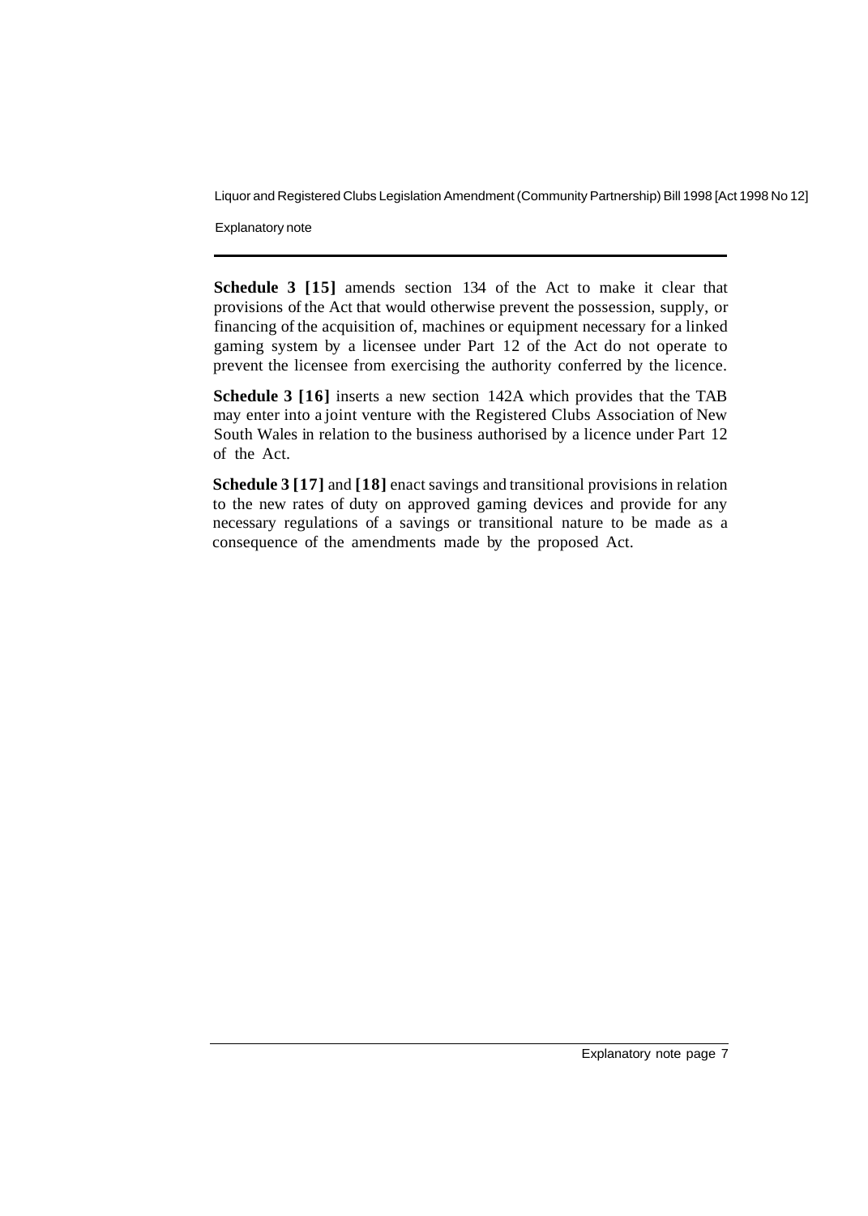**Schedule 3 [15]** amends section 134 of the Act to make it clear that provisions of the Act that would otherwise prevent the possession, supply, or financing of the acquisition of, machines or equipment necessary for a linked gaming system by a licensee under Part 12 of the Act do not operate to prevent the licensee from exercising the authority conferred by the licence.

**Schedule 3 [16]** inserts a new section 142A which provides that the TAB may enter into a joint venture with the Registered Clubs Association of New South Wales in relation to the business authorised by a licence under Part 12 of the Act.

**Schedule 3 [17]** and **[18]** enact savings and transitional provisions in relation to the new rates of duty on approved gaming devices and provide for any necessary regulations of a savings or transitional nature to be made as a consequence of the amendments made by the proposed Act.